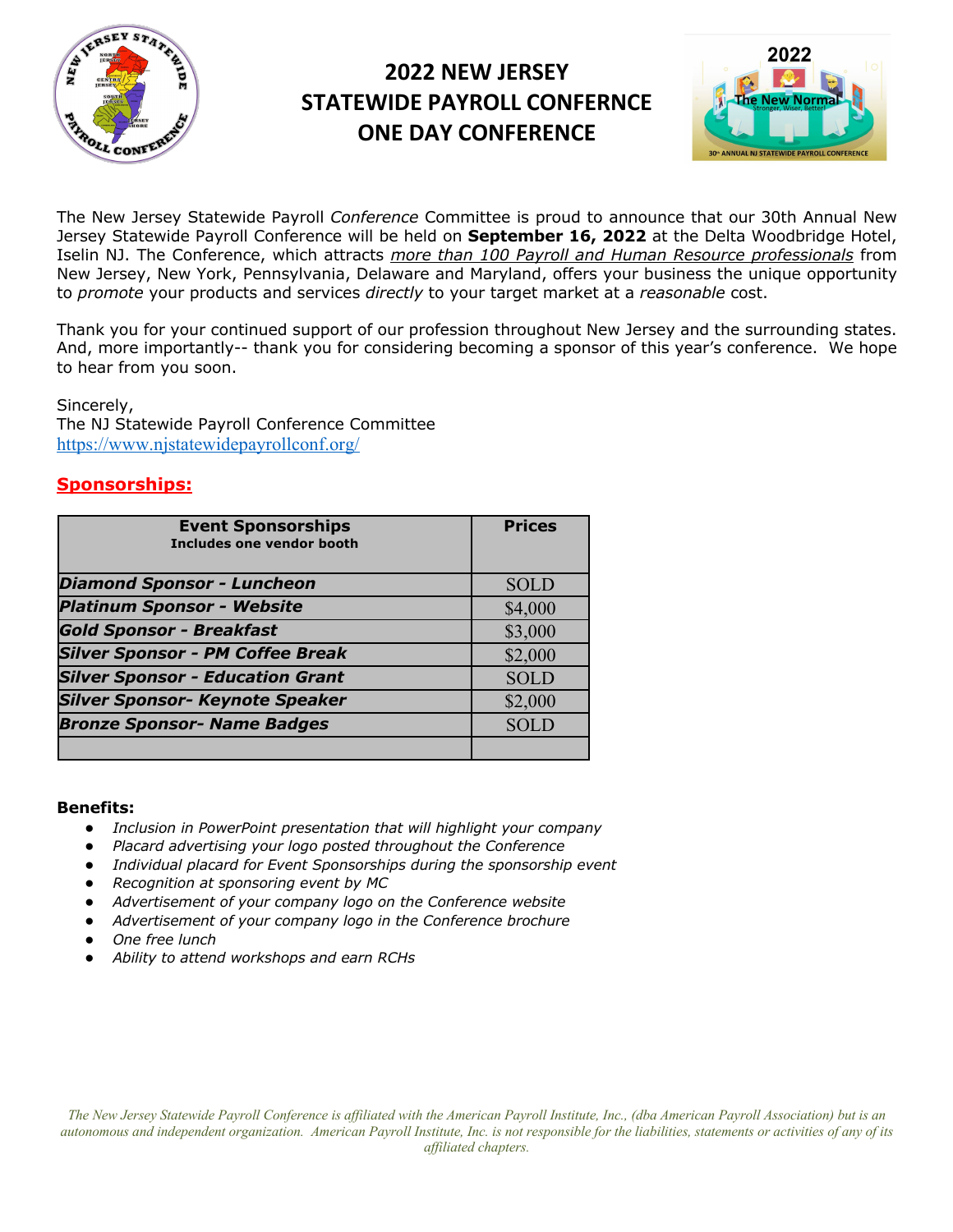# 2022 NEW JERSEY STATEWIDE PAYROLL CONFERNCE ONE DAY CONFERENCE

The New Jersey Statewide Payroll *Conference* Committee is proud to announce that our 30th Annual New Jersey Statewide Payroll Conference will be held on **September 16, 2022** at the Delta Woodbridge Hotel, Iselin NJ. The Conference, which attracts *more than 100 Payroll and Human Resource professionals* from New Jersey, New York, Pennsylvania, Delaware and Maryland, offers your business the unique opportunity to *promote* your products and services *directly* to your target market at a *reasonable* cost.

Thank you for your continued support of our profession throughout New Jersey and the surrounding states. And, more importantly-- thank you for considering becoming a sponsor of this year's conference. We hope to hear from you soon.

Sincerely,
The NJ Statewide Payroll Conference Committee
https://www.njstatewidepayrollconf.org/

## Sponsorships:

| **Event Sponsorships** **Includes one vendor booth** | **Prices** |
|---|---|
| ***Diamond Sponsor - Luncheon*** | SOLD |
| ***Platinum Sponsor - Website*** | $4,000 |
| ***Gold Sponsor - Breakfast*** | $3,000 |
| ***Silver Sponsor - PM Coffee Break*** | $2,000 |
| ***Silver Sponsor - Education Grant*** | SOLD |
| ***Silver Sponsor- Keynote Speaker*** | $2,000 |
| ***Bronze Sponsor- Name Badges*** | SOLD |
| | |

**Benefits:**

- *Inclusion in PowerPoint presentation that will highlight your company*
- *Placard advertising your logo posted throughout the Conference*
- *Individual placard for Event Sponsorships during the sponsorship event*
- *Recognition at sponsoring event by MC*
- *Advertisement of your company logo on the Conference website*
- *Advertisement of your company logo in the Conference brochure*
- *One free lunch*
- *Ability to attend workshops and earn RCHs*

*The New Jersey Statewide Payroll Conference is affiliated with the American Payroll Institute, Inc., (dba American Payroll Association) but is an autonomous and independent organization. American Payroll Institute, Inc. is not responsible for the liabilities, statements or activities of any of its affiliated chapters.*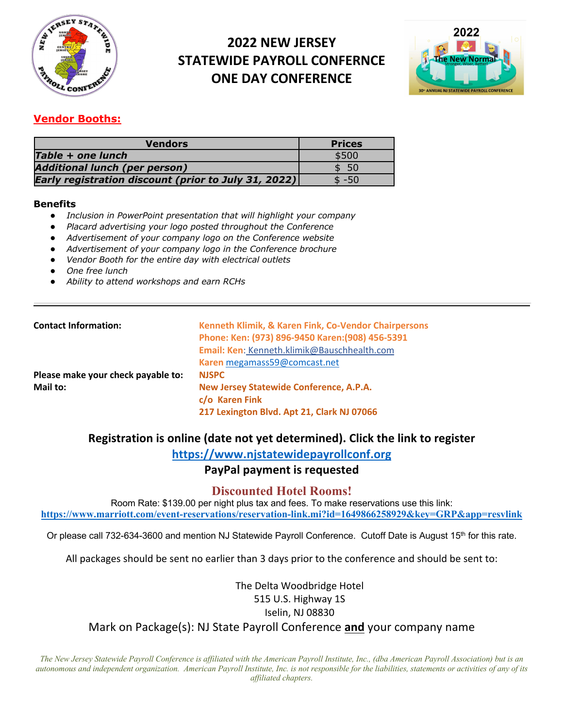# 2022 NEW JERSEY STATEWIDE PAYROLL CONFERNCE ONE DAY CONFERENCE

## Vendor Booths:

| Vendors | Prices |
|---|---|
| ***Table + one lunch*** | $500 |
| ***Additional lunch (per person)*** | $ 50 |
| ***Early registration discount (prior to July 31, 2022)*** | $ -50 |

**Benefits**

- *Inclusion in PowerPoint presentation that will highlight your company*
- *Placard advertising your logo posted throughout the Conference*
- *Advertisement of your company logo on the Conference website*
- *Advertisement of your company logo in the Conference brochure*
- *Vendor Booth for the entire day with electrical outlets*
- *One free lunch*
- *Ability to attend workshops and earn RCHs*

---

**Contact Information:** **Kenneth Klimik, & Karen Fink, Co-Vendor Chairpersons**
**Phone: Ken: (973) 896-9450 Karen:(908) 456-5391**
**Email: Ken:** Kenneth.klimik@Bauschhealth.com
**Karen** megamass59@comcast.net

**Please make your check payable to:** **NJSPC**

**Mail to:** **New Jersey Statewide Conference, A.P.A.**
**c/o Karen Fink**
**217 Lexington Blvd. Apt 21, Clark NJ 07066**

**Registration is online (date not yet determined). Click the link to register**

**https://www.njstatewidepayrollconf.org**

**PayPal payment is requested**

**Discounted Hotel Rooms!**

Room Rate: $139.00 per night plus tax and fees. To make reservations use this link:
**https://www.marriott.com/event-reservations/reservation-link.mi?id=1649866258929&key=GRP&app=resvlink**

Or please call 732-634-3600 and mention NJ Statewide Payroll Conference. Cutoff Date is August 15th for this rate.

All packages should be sent no earlier than 3 days prior to the conference and should be sent to:

The Delta Woodbridge Hotel
515 U.S. Highway 1S
Iselin, NJ 08830

Mark on Package(s): NJ State Payroll Conference **and** your company name

*The New Jersey Statewide Payroll Conference is affiliated with the American Payroll Institute, Inc., (dba American Payroll Association) but is an autonomous and independent organization. American Payroll Institute, Inc. is not responsible for the liabilities, statements or activities of any of its affiliated chapters.*